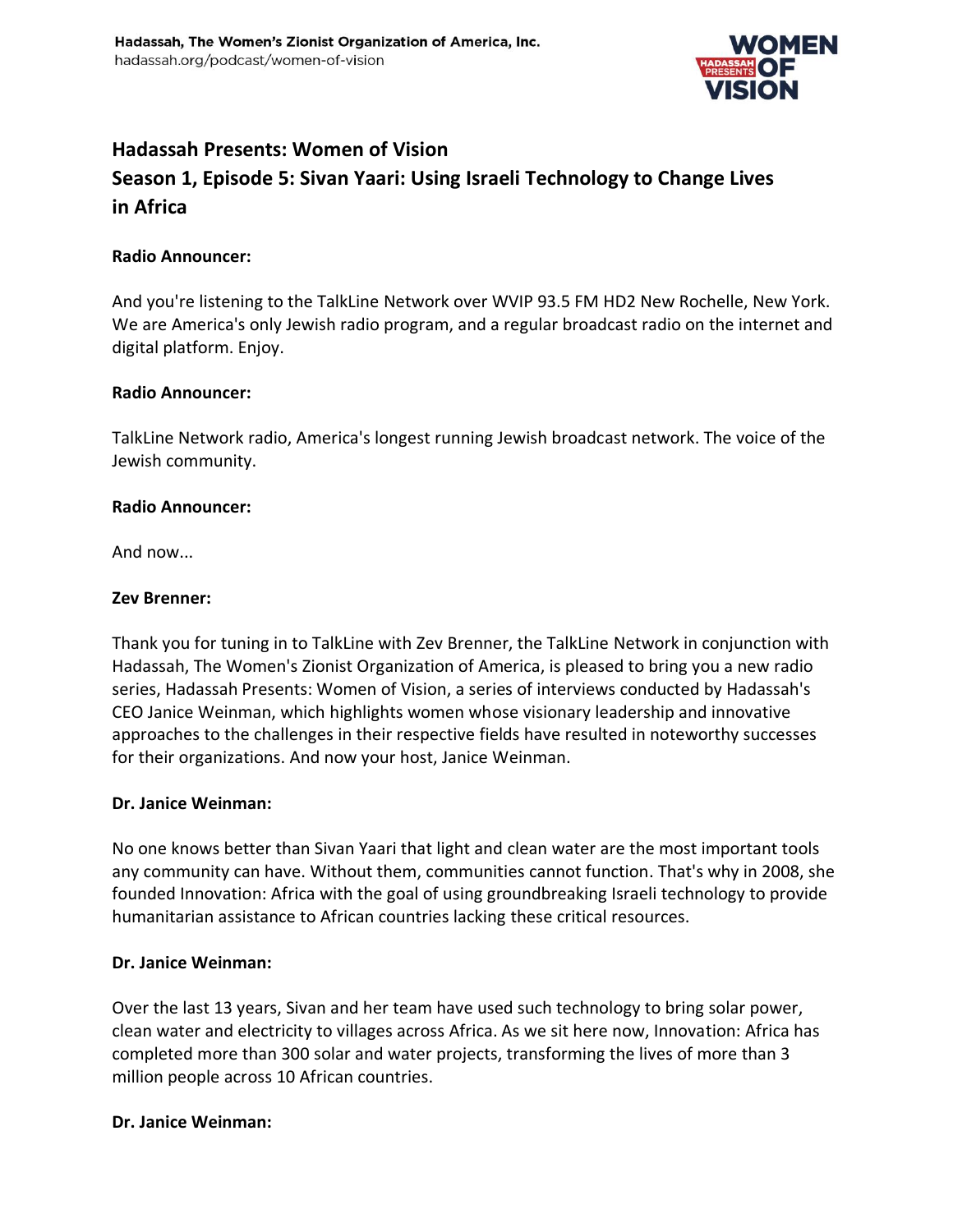# Hadassah Presents: Women of Vision

## Season 1, Episode 5: Sivan Yaari: Using Israeli Technology to Change Lives in Africa

**Radio Announcer:**

And you're listening to the TalkLine Network over WVIP 93.5 FM HD2 New Rochelle, New York. We are America's only Jewish radio program, and a regular broadcast radio on the internet and digital platform. Enjoy.

**Radio Announcer:**

TalkLine Network radio, America's longest running Jewish broadcast network. The voice of the Jewish community.

**Radio Announcer:**

And now...

**Zev Brenner:**

Thank you for tuning in to TalkLine with Zev Brenner, the TalkLine Network in conjunction with Hadassah, The Women's Zionist Organization of America, is pleased to bring you a new radio series, Hadassah Presents: Women of Vision, a series of interviews conducted by Hadassah's CEO Janice Weinman, which highlights women whose visionary leadership and innovative approaches to the challenges in their respective fields have resulted in noteworthy successes for their organizations. And now your host, Janice Weinman.

**Dr. Janice Weinman:**

No one knows better than Sivan Yaari that light and clean water are the most important tools any community can have. Without them, communities cannot function. That's why in 2008, she founded Innovation: Africa with the goal of using groundbreaking Israeli technology to provide humanitarian assistance to African countries lacking these critical resources.

**Dr. Janice Weinman:**

Over the last 13 years, Sivan and her team have used such technology to bring solar power, clean water and electricity to villages across Africa. As we sit here now, Innovation: Africa has completed more than 300 solar and water projects, transforming the lives of more than 3 million people across 10 African countries.

**Dr. Janice Weinman:**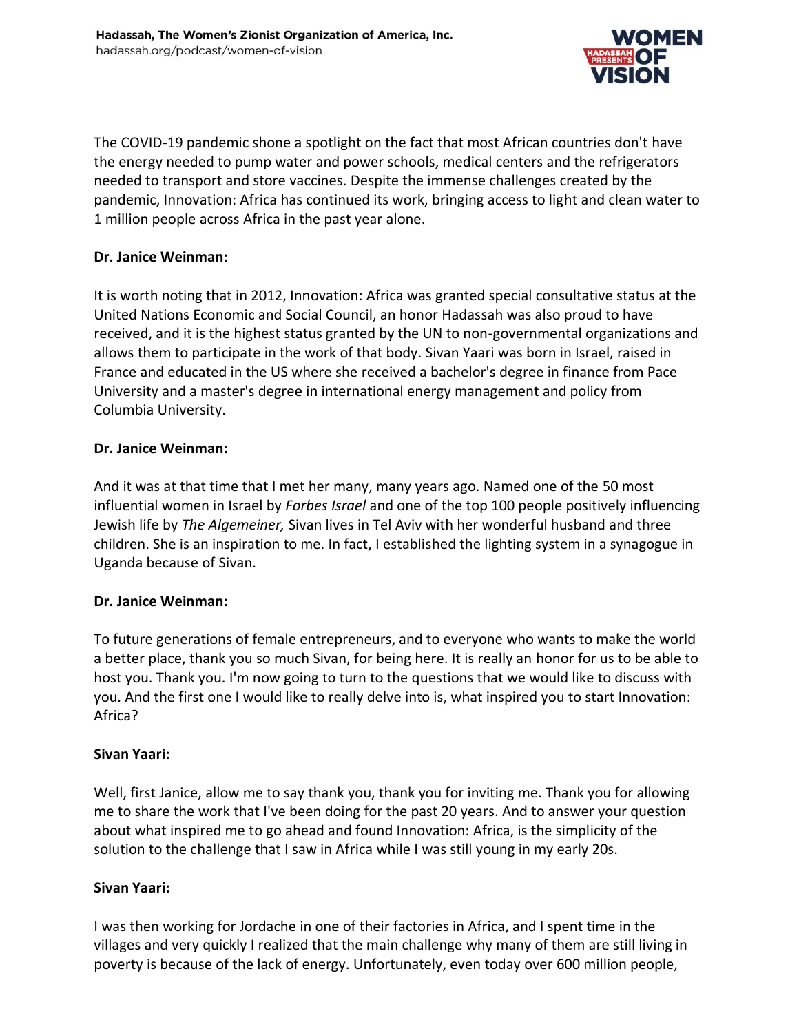The COVID-19 pandemic shone a spotlight on the fact that most African countries don't have the energy needed to pump water and power schools, medical centers and the refrigerators needed to transport and store vaccines. Despite the immense challenges created by the pandemic, Innovation: Africa has continued its work, bringing access to light and clean water to 1 million people across Africa in the past year alone.

**Dr. Janice Weinman:**

It is worth noting that in 2012, Innovation: Africa was granted special consultative status at the United Nations Economic and Social Council, an honor Hadassah was also proud to have received, and it is the highest status granted by the UN to non-governmental organizations and allows them to participate in the work of that body. Sivan Yaari was born in Israel, raised in France and educated in the US where she received a bachelor's degree in finance from Pace University and a master's degree in international energy management and policy from Columbia University.

**Dr. Janice Weinman:**

And it was at that time that I met her many, many years ago. Named one of the 50 most influential women in Israel by *Forbes Israel* and one of the top 100 people positively influencing Jewish life by *The Algemeiner,* Sivan lives in Tel Aviv with her wonderful husband and three children. She is an inspiration to me. In fact, I established the lighting system in a synagogue in Uganda because of Sivan.

**Dr. Janice Weinman:**

To future generations of female entrepreneurs, and to everyone who wants to make the world a better place, thank you so much Sivan, for being here. It is really an honor for us to be able to host you. Thank you. I'm now going to turn to the questions that we would like to discuss with you. And the first one I would like to really delve into is, what inspired you to start Innovation: Africa?

**Sivan Yaari:**

Well, first Janice, allow me to say thank you, thank you for inviting me. Thank you for allowing me to share the work that I've been doing for the past 20 years. And to answer your question about what inspired me to go ahead and found Innovation: Africa, is the simplicity of the solution to the challenge that I saw in Africa while I was still young in my early 20s.

**Sivan Yaari:**

I was then working for Jordache in one of their factories in Africa, and I spent time in the villages and very quickly I realized that the main challenge why many of them are still living in poverty is because of the lack of energy. Unfortunately, even today over 600 million people,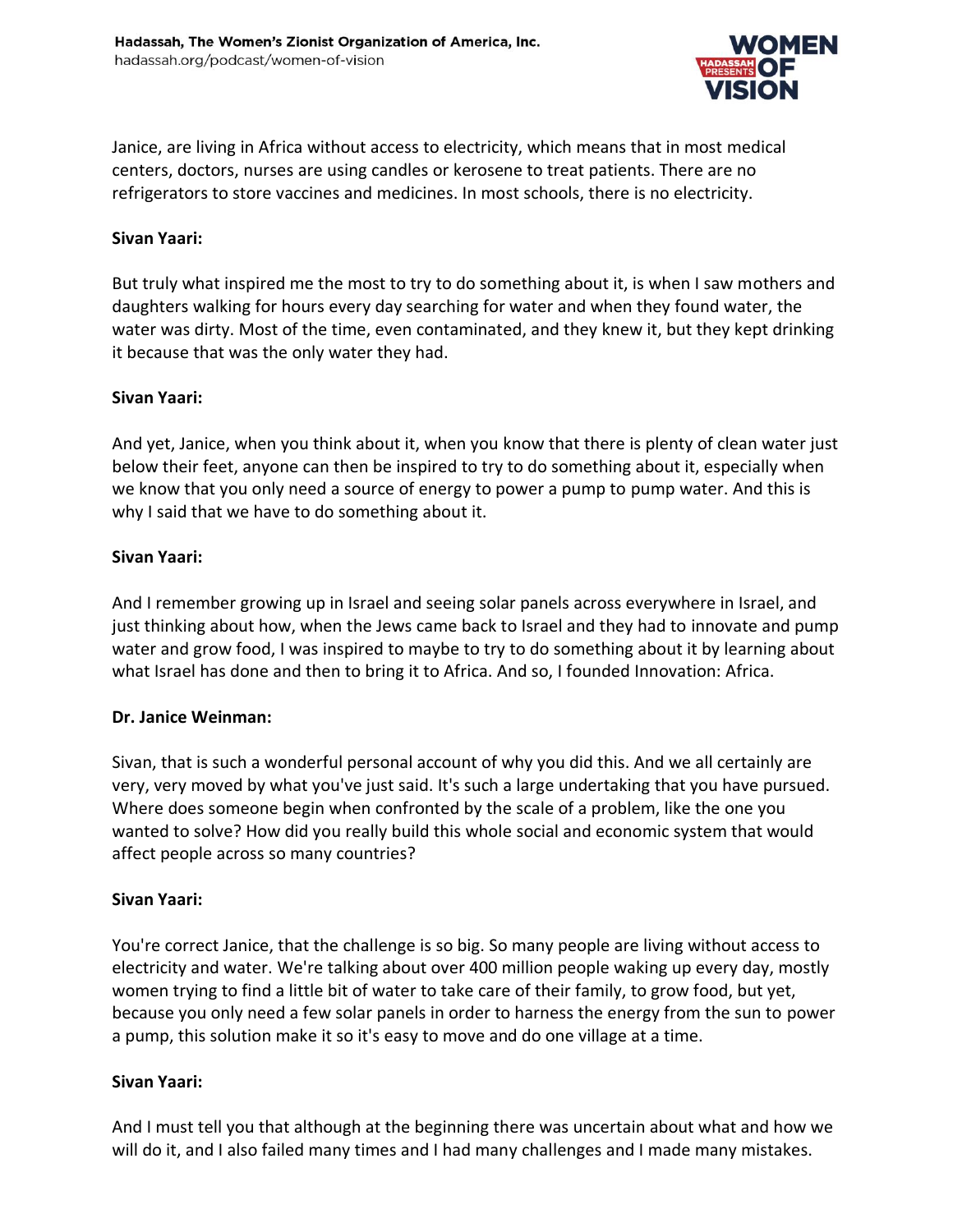Janice, are living in Africa without access to electricity, which means that in most medical centers, doctors, nurses are using candles or kerosene to treat patients. There are no refrigerators to store vaccines and medicines. In most schools, there is no electricity.

**Sivan Yaari:**

But truly what inspired me the most to try to do something about it, is when I saw mothers and daughters walking for hours every day searching for water and when they found water, the water was dirty. Most of the time, even contaminated, and they knew it, but they kept drinking it because that was the only water they had.

**Sivan Yaari:**

And yet, Janice, when you think about it, when you know that there is plenty of clean water just below their feet, anyone can then be inspired to try to do something about it, especially when we know that you only need a source of energy to power a pump to pump water. And this is why I said that we have to do something about it.

**Sivan Yaari:**

And I remember growing up in Israel and seeing solar panels across everywhere in Israel, and just thinking about how, when the Jews came back to Israel and they had to innovate and pump water and grow food, I was inspired to maybe to try to do something about it by learning about what Israel has done and then to bring it to Africa. And so, I founded Innovation: Africa.

**Dr. Janice Weinman:**

Sivan, that is such a wonderful personal account of why you did this. And we all certainly are very, very moved by what you've just said. It's such a large undertaking that you have pursued. Where does someone begin when confronted by the scale of a problem, like the one you wanted to solve? How did you really build this whole social and economic system that would affect people across so many countries?

**Sivan Yaari:**

You're correct Janice, that the challenge is so big. So many people are living without access to electricity and water. We're talking about over 400 million people waking up every day, mostly women trying to find a little bit of water to take care of their family, to grow food, but yet, because you only need a few solar panels in order to harness the energy from the sun to power a pump, this solution make it so it's easy to move and do one village at a time.

**Sivan Yaari:**

And I must tell you that although at the beginning there was uncertain about what and how we will do it, and I also failed many times and I had many challenges and I made many mistakes.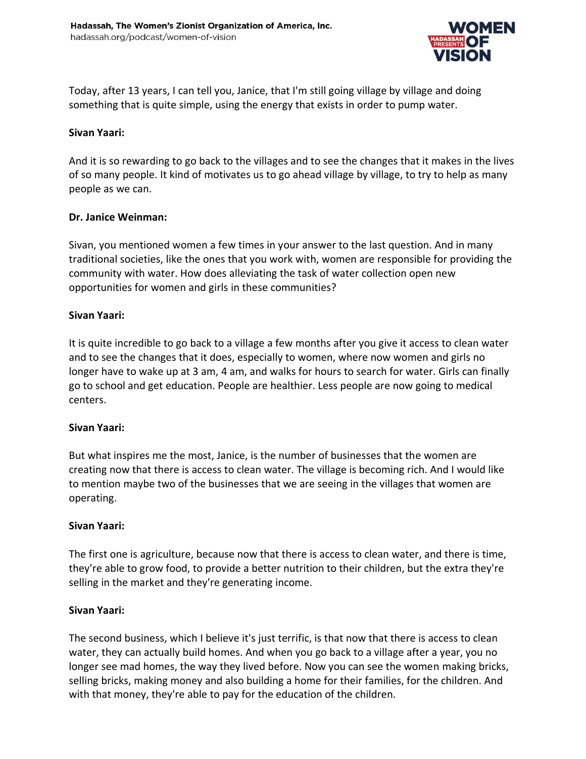Today, after 13 years, I can tell you, Janice, that I'm still going village by village and doing something that is quite simple, using the energy that exists in order to pump water.

**Sivan Yaari:**

And it is so rewarding to go back to the villages and to see the changes that it makes in the lives of so many people. It kind of motivates us to go ahead village by village, to try to help as many people as we can.

**Dr. Janice Weinman:**

Sivan, you mentioned women a few times in your answer to the last question. And in many traditional societies, like the ones that you work with, women are responsible for providing the community with water. How does alleviating the task of water collection open new opportunities for women and girls in these communities?

**Sivan Yaari:**

It is quite incredible to go back to a village a few months after you give it access to clean water and to see the changes that it does, especially to women, where now women and girls no longer have to wake up at 3 am, 4 am, and walks for hours to search for water. Girls can finally go to school and get education. People are healthier. Less people are now going to medical centers.

**Sivan Yaari:**

But what inspires me the most, Janice, is the number of businesses that the women are creating now that there is access to clean water. The village is becoming rich. And I would like to mention maybe two of the businesses that we are seeing in the villages that women are operating.

**Sivan Yaari:**

The first one is agriculture, because now that there is access to clean water, and there is time, they're able to grow food, to provide a better nutrition to their children, but the extra they're selling in the market and they're generating income.

**Sivan Yaari:**

The second business, which I believe it's just terrific, is that now that there is access to clean water, they can actually build homes. And when you go back to a village after a year, you no longer see mad homes, the way they lived before. Now you can see the women making bricks, selling bricks, making money and also building a home for their families, for the children. And with that money, they're able to pay for the education of the children.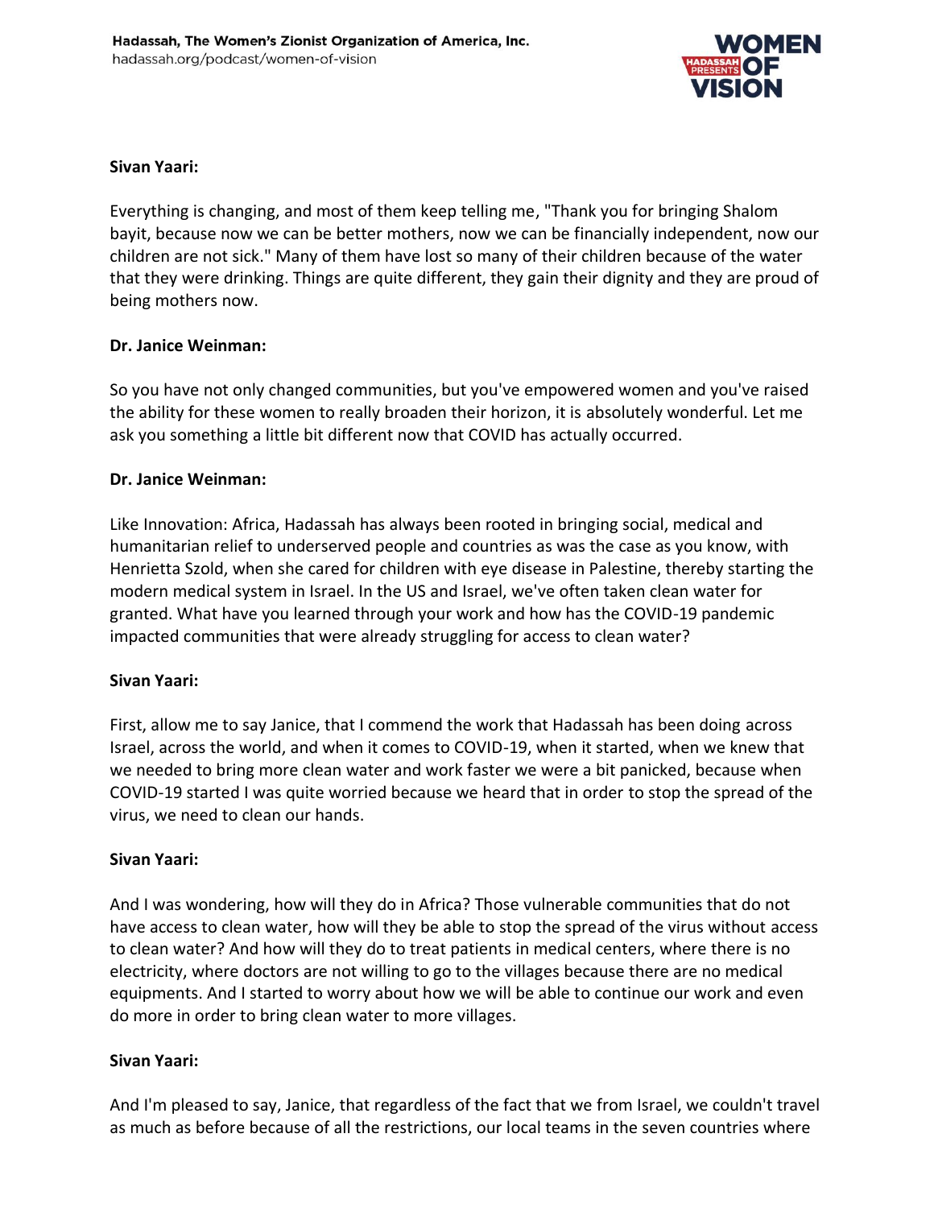**Sivan Yaari:**

Everything is changing, and most of them keep telling me, "Thank you for bringing Shalom bayit, because now we can be better mothers, now we can be financially independent, now our children are not sick." Many of them have lost so many of their children because of the water that they were drinking. Things are quite different, they gain their dignity and they are proud of being mothers now.

**Dr. Janice Weinman:**

So you have not only changed communities, but you've empowered women and you've raised the ability for these women to really broaden their horizon, it is absolutely wonderful. Let me ask you something a little bit different now that COVID has actually occurred.

**Dr. Janice Weinman:**

Like Innovation: Africa, Hadassah has always been rooted in bringing social, medical and humanitarian relief to underserved people and countries as was the case as you know, with Henrietta Szold, when she cared for children with eye disease in Palestine, thereby starting the modern medical system in Israel. In the US and Israel, we've often taken clean water for granted. What have you learned through your work and how has the COVID-19 pandemic impacted communities that were already struggling for access to clean water?

**Sivan Yaari:**

First, allow me to say Janice, that I commend the work that Hadassah has been doing across Israel, across the world, and when it comes to COVID-19, when it started, when we knew that we needed to bring more clean water and work faster we were a bit panicked, because when COVID-19 started I was quite worried because we heard that in order to stop the spread of the virus, we need to clean our hands.

**Sivan Yaari:**

And I was wondering, how will they do in Africa? Those vulnerable communities that do not have access to clean water, how will they be able to stop the spread of the virus without access to clean water? And how will they do to treat patients in medical centers, where there is no electricity, where doctors are not willing to go to the villages because there are no medical equipments. And I started to worry about how we will be able to continue our work and even do more in order to bring clean water to more villages.

**Sivan Yaari:**

And I'm pleased to say, Janice, that regardless of the fact that we from Israel, we couldn't travel as much as before because of all the restrictions, our local teams in the seven countries where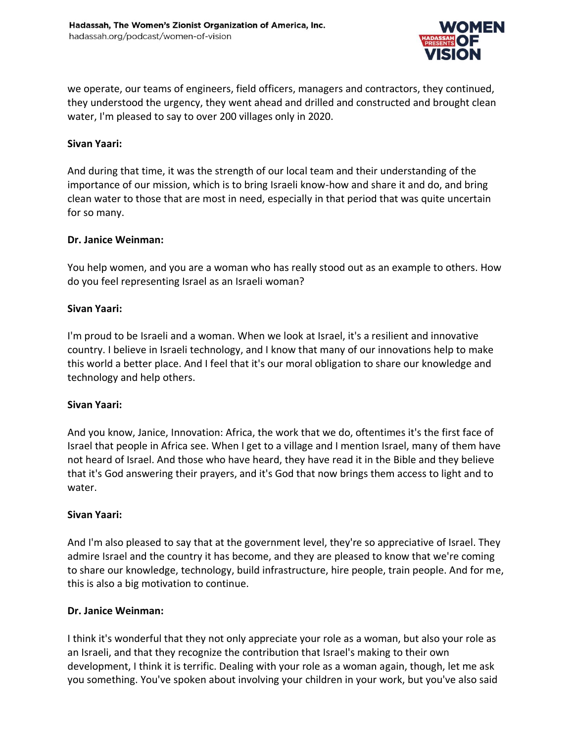we operate, our teams of engineers, field officers, managers and contractors, they continued, they understood the urgency, they went ahead and drilled and constructed and brought clean water, I'm pleased to say to over 200 villages only in 2020.

**Sivan Yaari:**

And during that time, it was the strength of our local team and their understanding of the importance of our mission, which is to bring Israeli know-how and share it and do, and bring clean water to those that are most in need, especially in that period that was quite uncertain for so many.

**Dr. Janice Weinman:**

You help women, and you are a woman who has really stood out as an example to others. How do you feel representing Israel as an Israeli woman?

**Sivan Yaari:**

I'm proud to be Israeli and a woman. When we look at Israel, it's a resilient and innovative country. I believe in Israeli technology, and I know that many of our innovations help to make this world a better place. And I feel that it's our moral obligation to share our knowledge and technology and help others.

**Sivan Yaari:**

And you know, Janice, Innovation: Africa, the work that we do, oftentimes it's the first face of Israel that people in Africa see. When I get to a village and I mention Israel, many of them have not heard of Israel. And those who have heard, they have read it in the Bible and they believe that it's God answering their prayers, and it's God that now brings them access to light and to water.

**Sivan Yaari:**

And I'm also pleased to say that at the government level, they're so appreciative of Israel. They admire Israel and the country it has become, and they are pleased to know that we're coming to share our knowledge, technology, build infrastructure, hire people, train people. And for me, this is also a big motivation to continue.

**Dr. Janice Weinman:**

I think it's wonderful that they not only appreciate your role as a woman, but also your role as an Israeli, and that they recognize the contribution that Israel's making to their own development, I think it is terrific. Dealing with your role as a woman again, though, let me ask you something. You've spoken about involving your children in your work, but you've also said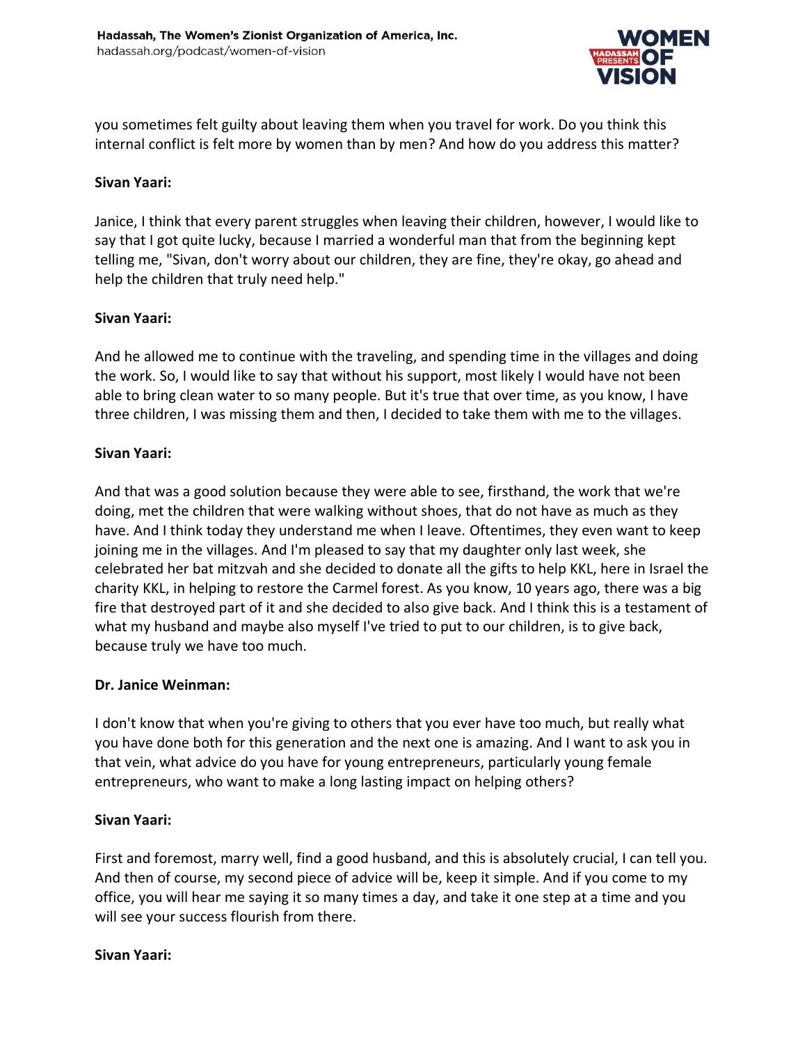you sometimes felt guilty about leaving them when you travel for work. Do you think this internal conflict is felt more by women than by men? And how do you address this matter?

**Sivan Yaari:**

Janice, I think that every parent struggles when leaving their children, however, I would like to say that I got quite lucky, because I married a wonderful man that from the beginning kept telling me, "Sivan, don't worry about our children, they are fine, they're okay, go ahead and help the children that truly need help."

**Sivan Yaari:**

And he allowed me to continue with the traveling, and spending time in the villages and doing the work. So, I would like to say that without his support, most likely I would have not been able to bring clean water to so many people. But it's true that over time, as you know, I have three children, I was missing them and then, I decided to take them with me to the villages.

**Sivan Yaari:**

And that was a good solution because they were able to see, firsthand, the work that we're doing, met the children that were walking without shoes, that do not have as much as they have. And I think today they understand me when I leave. Oftentimes, they even want to keep joining me in the villages. And I'm pleased to say that my daughter only last week, she celebrated her bat mitzvah and she decided to donate all the gifts to help KKL, here in Israel the charity KKL, in helping to restore the Carmel forest. As you know, 10 years ago, there was a big fire that destroyed part of it and she decided to also give back. And I think this is a testament of what my husband and maybe also myself I've tried to put to our children, is to give back, because truly we have too much.

**Dr. Janice Weinman:**

I don't know that when you're giving to others that you ever have too much, but really what you have done both for this generation and the next one is amazing. And I want to ask you in that vein, what advice do you have for young entrepreneurs, particularly young female entrepreneurs, who want to make a long lasting impact on helping others?

**Sivan Yaari:**

First and foremost, marry well, find a good husband, and this is absolutely crucial, I can tell you. And then of course, my second piece of advice will be, keep it simple. And if you come to my office, you will hear me saying it so many times a day, and take it one step at a time and you will see your success flourish from there.

**Sivan Yaari:**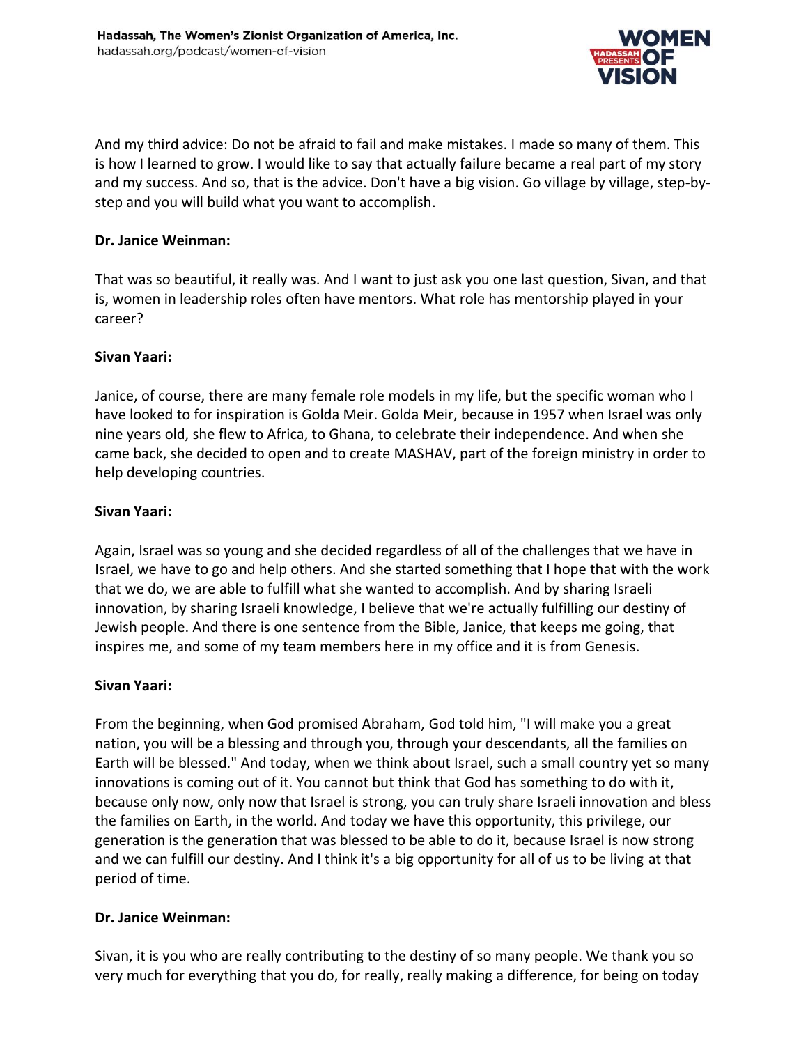And my third advice: Do not be afraid to fail and make mistakes. I made so many of them. This is how I learned to grow. I would like to say that actually failure became a real part of my story and my success. And so, that is the advice. Don't have a big vision. Go village by village, step-by-step and you will build what you want to accomplish.

**Dr. Janice Weinman:**

That was so beautiful, it really was. And I want to just ask you one last question, Sivan, and that is, women in leadership roles often have mentors. What role has mentorship played in your career?

**Sivan Yaari:**

Janice, of course, there are many female role models in my life, but the specific woman who I have looked to for inspiration is Golda Meir. Golda Meir, because in 1957 when Israel was only nine years old, she flew to Africa, to Ghana, to celebrate their independence. And when she came back, she decided to open and to create MASHAV, part of the foreign ministry in order to help developing countries.

**Sivan Yaari:**

Again, Israel was so young and she decided regardless of all of the challenges that we have in Israel, we have to go and help others. And she started something that I hope that with the work that we do, we are able to fulfill what she wanted to accomplish. And by sharing Israeli innovation, by sharing Israeli knowledge, I believe that we're actually fulfilling our destiny of Jewish people. And there is one sentence from the Bible, Janice, that keeps me going, that inspires me, and some of my team members here in my office and it is from Genesis.

**Sivan Yaari:**

From the beginning, when God promised Abraham, God told him, "I will make you a great nation, you will be a blessing and through you, through your descendants, all the families on Earth will be blessed." And today, when we think about Israel, such a small country yet so many innovations is coming out of it. You cannot but think that God has something to do with it, because only now, only now that Israel is strong, you can truly share Israeli innovation and bless the families on Earth, in the world. And today we have this opportunity, this privilege, our generation is the generation that was blessed to be able to do it, because Israel is now strong and we can fulfill our destiny. And I think it's a big opportunity for all of us to be living at that period of time.

**Dr. Janice Weinman:**

Sivan, it is you who are really contributing to the destiny of so many people. We thank you so very much for everything that you do, for really, really making a difference, for being on today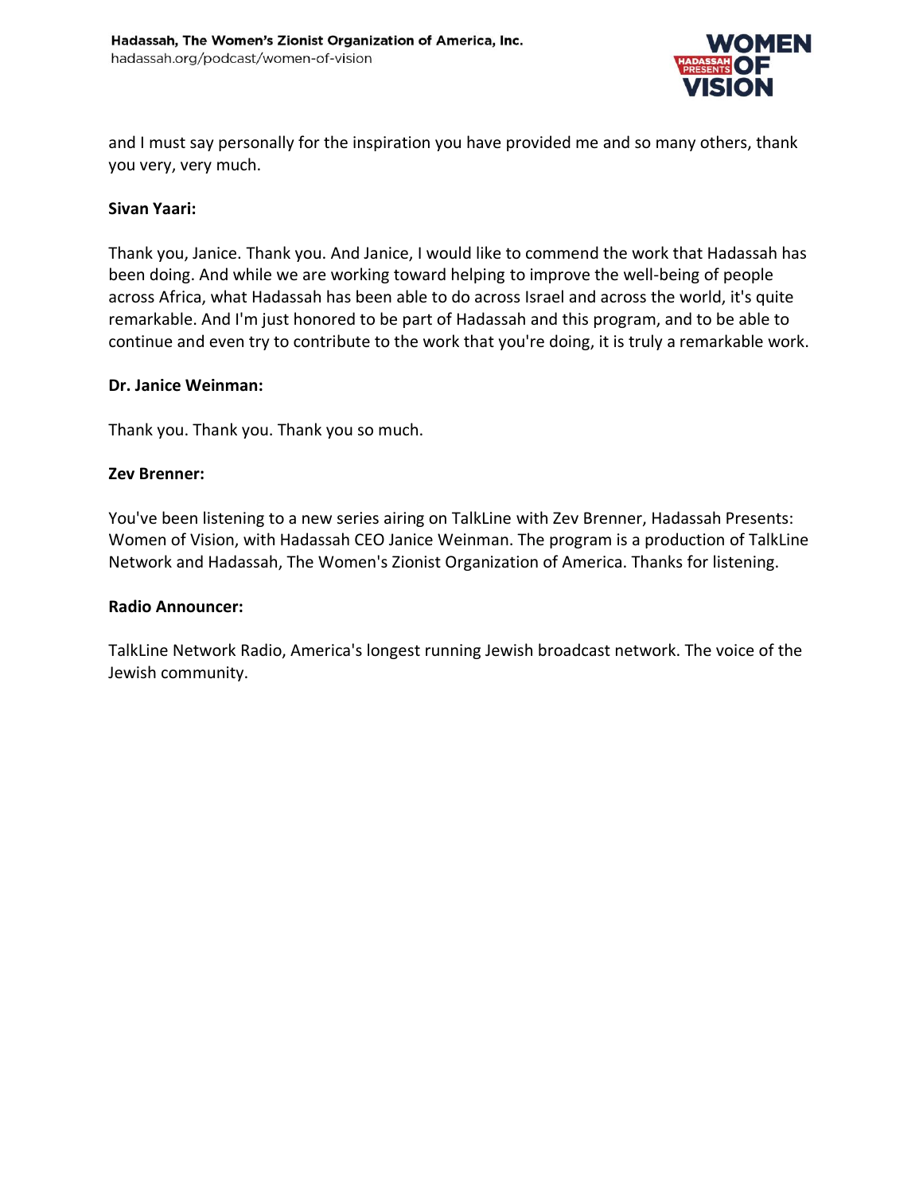and I must say personally for the inspiration you have provided me and so many others, thank you very, very much.

**Sivan Yaari:**

Thank you, Janice. Thank you. And Janice, I would like to commend the work that Hadassah has been doing. And while we are working toward helping to improve the well-being of people across Africa, what Hadassah has been able to do across Israel and across the world, it's quite remarkable. And I'm just honored to be part of Hadassah and this program, and to be able to continue and even try to contribute to the work that you're doing, it is truly a remarkable work.

**Dr. Janice Weinman:**

Thank you. Thank you. Thank you so much.

**Zev Brenner:**

You've been listening to a new series airing on TalkLine with Zev Brenner, Hadassah Presents: Women of Vision, with Hadassah CEO Janice Weinman. The program is a production of TalkLine Network and Hadassah, The Women's Zionist Organization of America. Thanks for listening.

**Radio Announcer:**

TalkLine Network Radio, America's longest running Jewish broadcast network. The voice of the Jewish community.